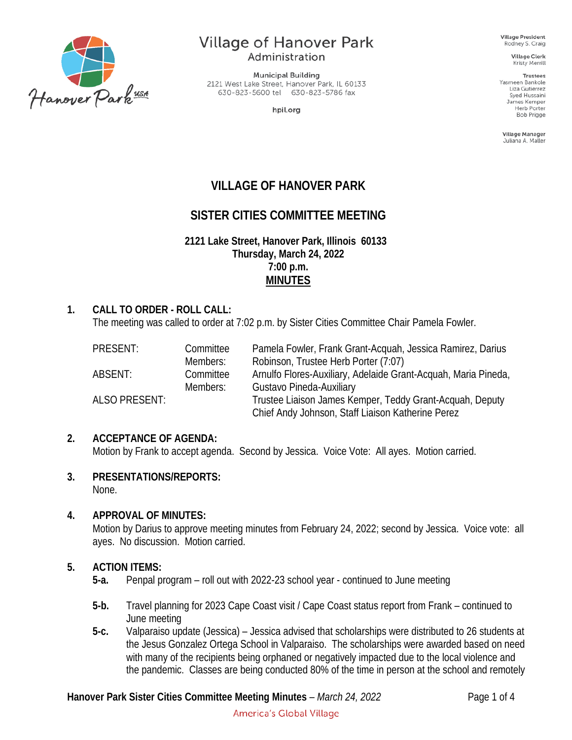Village of Hanover Park
Administration

Municipal Building
2121 West Lake Street, Hanover Park, IL 60133
630-823-5600 tel 630-823-5786 fax

hpil.org

Village President
Rodney S. Craig

Village Clerk
Kristy Merrill

Trustees
Yasmeen Bankole
Liza Gutierrez
Syed Hussaini
James Kemper
Herb Porter
Bob Prigge

Village Manager
Juliana A. Maller

# VILLAGE OF HANOVER PARK

## SISTER CITIES COMMITTEE MEETING

**2121 Lake Street, Hanover Park, Illinois 60133**
**Thursday, March 24, 2022**
**7:00 p.m.**
**MINUTES**

### 1. CALL TO ORDER - ROLL CALL:

The meeting was called to order at 7:02 p.m. by Sister Cities Committee Chair Pamela Fowler.

| | | |
|---|---|---|
| PRESENT: | Committee Members: | Pamela Fowler, Frank Grant-Acquah, Jessica Ramirez, Darius Robinson, Trustee Herb Porter (7:07) |
| ABSENT: | Committee Members: | Arnulfo Flores-Auxiliary, Adelaide Grant-Acquah, Maria Pineda, Gustavo Pineda-Auxiliary |
| ALSO PRESENT: | | Trustee Liaison James Kemper, Teddy Grant-Acquah, Deputy Chief Andy Johnson, Staff Liaison Katherine Perez |

### 2. ACCEPTANCE OF AGENDA:

Motion by Frank to accept agenda. Second by Jessica. Voice Vote: All ayes. Motion carried.

### 3. PRESENTATIONS/REPORTS:

None.

### 4. APPROVAL OF MINUTES:

Motion by Darius to approve meeting minutes from February 24, 2022; second by Jessica. Voice vote: all ayes. No discussion. Motion carried.

### 5. ACTION ITEMS:

**5-a.** Penpal program – roll out with 2022-23 school year - continued to June meeting

**5-b.** Travel planning for 2023 Cape Coast visit / Cape Coast status report from Frank – continued to June meeting

**5-c.** Valparaiso update (Jessica) – Jessica advised that scholarships were distributed to 26 students at the Jesus Gonzalez Ortega School in Valparaiso. The scholarships were awarded based on need with many of the recipients being orphaned or negatively impacted due to the local violence and the pandemic. Classes are being conducted 80% of the time in person at the school and remotely

America's Global Village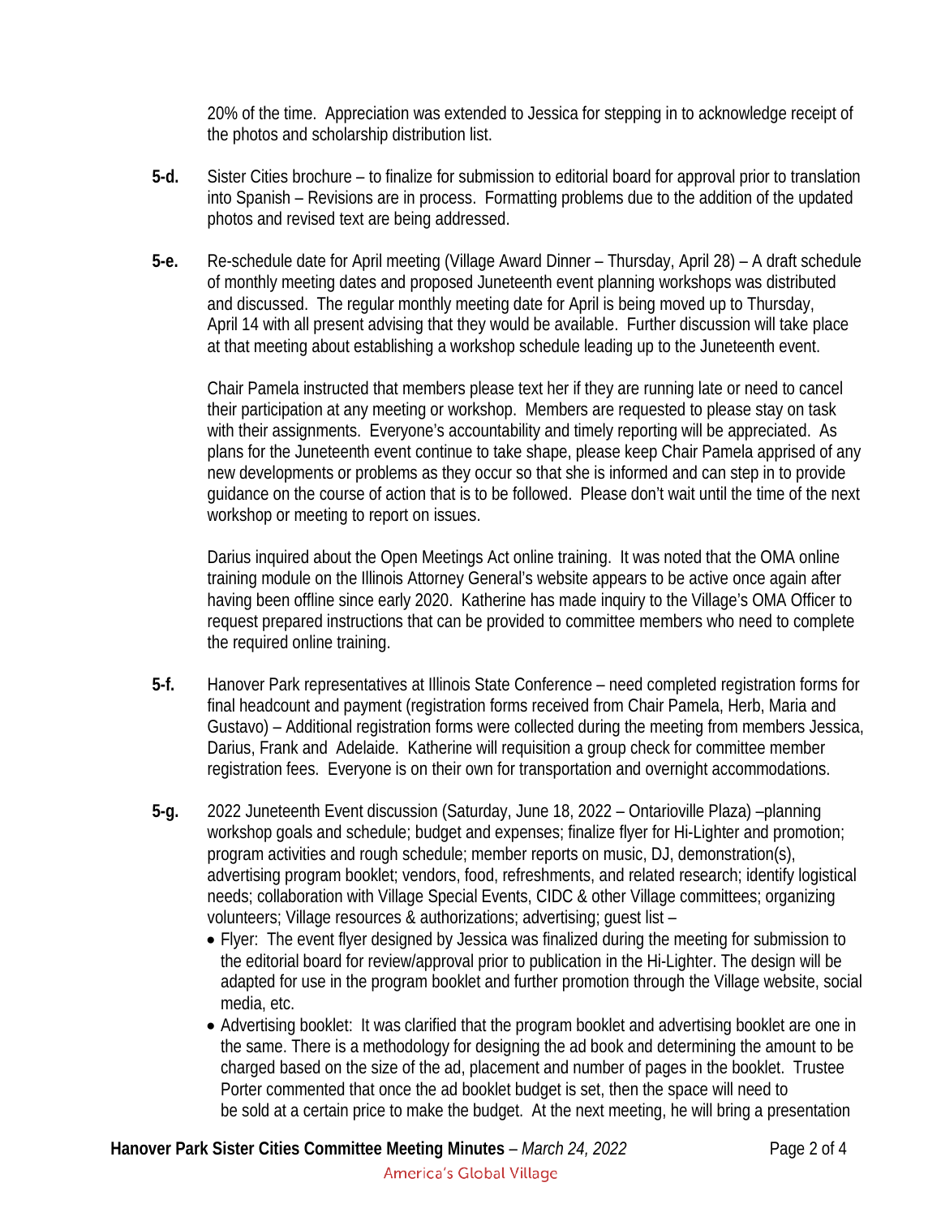20% of the time. Appreciation was extended to Jessica for stepping in to acknowledge receipt of the photos and scholarship distribution list.

**5-d.** Sister Cities brochure – to finalize for submission to editorial board for approval prior to translation into Spanish – Revisions are in process. Formatting problems due to the addition of the updated photos and revised text are being addressed.

**5-e.** Re-schedule date for April meeting (Village Award Dinner – Thursday, April 28) – A draft schedule of monthly meeting dates and proposed Juneteenth event planning workshops was distributed and discussed. The regular monthly meeting date for April is being moved up to Thursday, April 14 with all present advising that they would be available. Further discussion will take place at that meeting about establishing a workshop schedule leading up to the Juneteenth event.

Chair Pamela instructed that members please text her if they are running late or need to cancel their participation at any meeting or workshop. Members are requested to please stay on task with their assignments. Everyone's accountability and timely reporting will be appreciated. As plans for the Juneteenth event continue to take shape, please keep Chair Pamela apprised of any new developments or problems as they occur so that she is informed and can step in to provide guidance on the course of action that is to be followed. Please don't wait until the time of the next workshop or meeting to report on issues.

Darius inquired about the Open Meetings Act online training. It was noted that the OMA online training module on the Illinois Attorney General's website appears to be active once again after having been offline since early 2020. Katherine has made inquiry to the Village's OMA Officer to request prepared instructions that can be provided to committee members who need to complete the required online training.

**5-f.** Hanover Park representatives at Illinois State Conference – need completed registration forms for final headcount and payment (registration forms received from Chair Pamela, Herb, Maria and Gustavo) – Additional registration forms were collected during the meeting from members Jessica, Darius, Frank and Adelaide. Katherine will requisition a group check for committee member registration fees. Everyone is on their own for transportation and overnight accommodations.

**5-g.** 2022 Juneteenth Event discussion (Saturday, June 18, 2022 – Ontarioville Plaza) –planning workshop goals and schedule; budget and expenses; finalize flyer for Hi-Lighter and promotion; program activities and rough schedule; member reports on music, DJ, demonstration(s), advertising program booklet; vendors, food, refreshments, and related research; identify logistical needs; collaboration with Village Special Events, CIDC & other Village committees; organizing volunteers; Village resources & authorizations; advertising; guest list –

- Flyer: The event flyer designed by Jessica was finalized during the meeting for submission to the editorial board for review/approval prior to publication in the Hi-Lighter. The design will be adapted for use in the program booklet and further promotion through the Village website, social media, etc.
- Advertising booklet: It was clarified that the program booklet and advertising booklet are one in the same. There is a methodology for designing the ad book and determining the amount to be charged based on the size of the ad, placement and number of pages in the booklet. Trustee Porter commented that once the ad booklet budget is set, then the space will need to be sold at a certain price to make the budget. At the next meeting, he will bring a presentation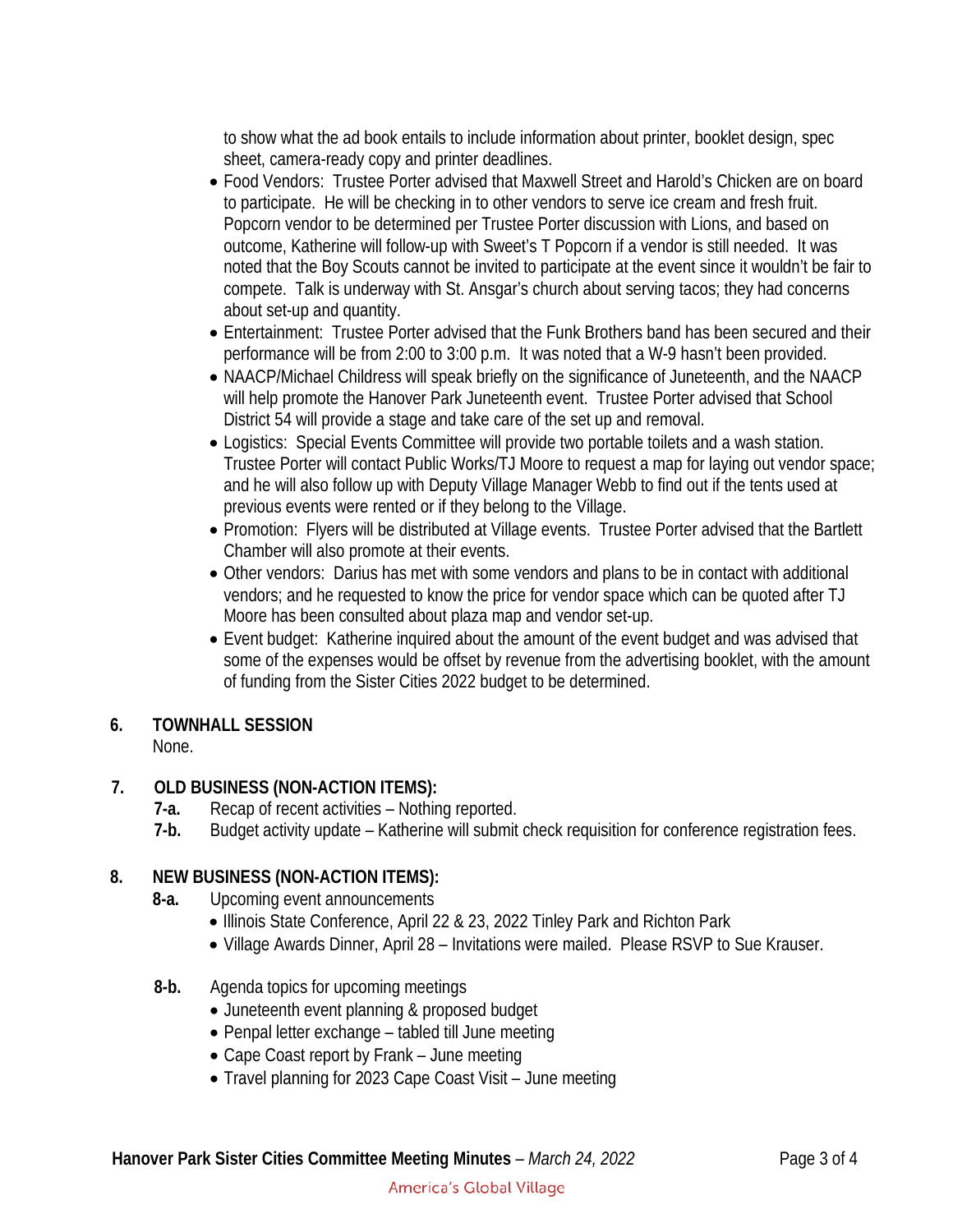to show what the ad book entails to include information about printer, booklet design, spec sheet, camera-ready copy and printer deadlines.

- Food Vendors: Trustee Porter advised that Maxwell Street and Harold's Chicken are on board to participate. He will be checking in to other vendors to serve ice cream and fresh fruit. Popcorn vendor to be determined per Trustee Porter discussion with Lions, and based on outcome, Katherine will follow-up with Sweet's T Popcorn if a vendor is still needed. It was noted that the Boy Scouts cannot be invited to participate at the event since it wouldn't be fair to compete. Talk is underway with St. Ansgar's church about serving tacos; they had concerns about set-up and quantity.
- Entertainment: Trustee Porter advised that the Funk Brothers band has been secured and their performance will be from 2:00 to 3:00 p.m. It was noted that a W-9 hasn't been provided.
- NAACP/Michael Childress will speak briefly on the significance of Juneteenth, and the NAACP will help promote the Hanover Park Juneteenth event. Trustee Porter advised that School District 54 will provide a stage and take care of the set up and removal.
- Logistics: Special Events Committee will provide two portable toilets and a wash station. Trustee Porter will contact Public Works/TJ Moore to request a map for laying out vendor space; and he will also follow up with Deputy Village Manager Webb to find out if the tents used at previous events were rented or if they belong to the Village.
- Promotion: Flyers will be distributed at Village events. Trustee Porter advised that the Bartlett Chamber will also promote at their events.
- Other vendors: Darius has met with some vendors and plans to be in contact with additional vendors; and he requested to know the price for vendor space which can be quoted after TJ Moore has been consulted about plaza map and vendor set-up.
- Event budget: Katherine inquired about the amount of the event budget and was advised that some of the expenses would be offset by revenue from the advertising booklet, with the amount of funding from the Sister Cities 2022 budget to be determined.

## 6. TOWNHALL SESSION

None.

## 7. OLD BUSINESS (NON-ACTION ITEMS):

**7-a.** Recap of recent activities – Nothing reported.

**7-b.** Budget activity update – Katherine will submit check requisition for conference registration fees.

## 8. NEW BUSINESS (NON-ACTION ITEMS):

**8-a.** Upcoming event announcements

- Illinois State Conference, April 22 & 23, 2022 Tinley Park and Richton Park
- Village Awards Dinner, April 28 – Invitations were mailed. Please RSVP to Sue Krauser.

**8-b.** Agenda topics for upcoming meetings

- Juneteenth event planning & proposed budget
- Penpal letter exchange – tabled till June meeting
- Cape Coast report by Frank – June meeting
- Travel planning for 2023 Cape Coast Visit – June meeting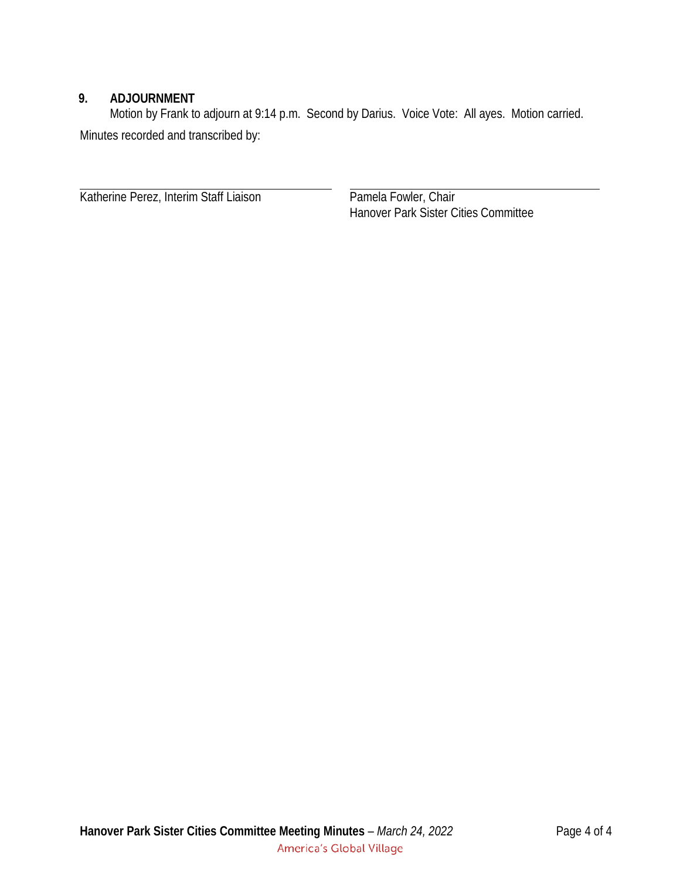## 9. ADJOURNMENT

Motion by Frank to adjourn at 9:14 p.m. Second by Darius. Voice Vote: All ayes. Motion carried.

Minutes recorded and transcribed by:

Katherine Perez, Interim Staff Liaison

Pamela Fowler, Chair
Hanover Park Sister Cities Committee